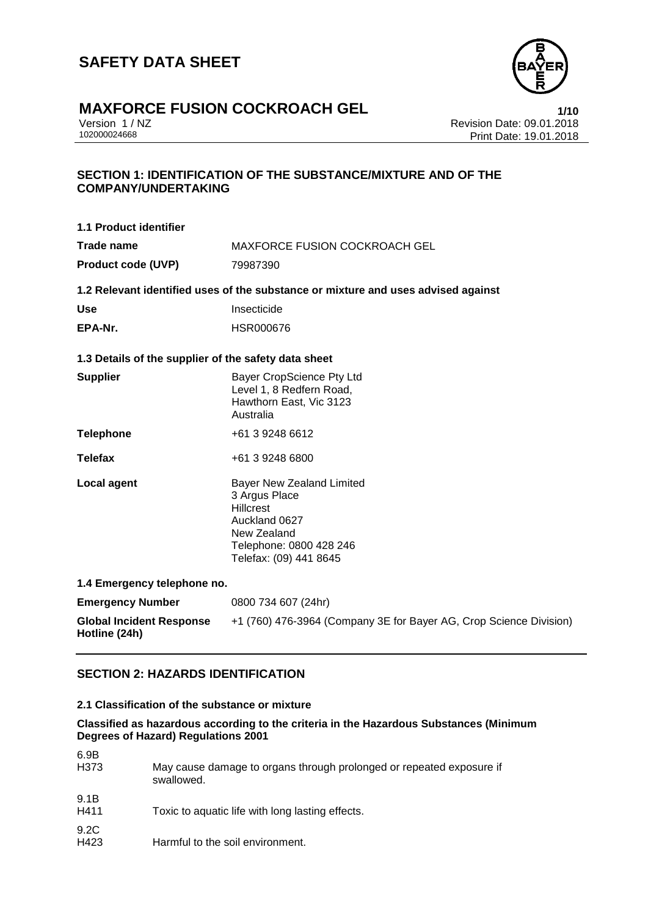# SAFETY DATA SHEET

# MAXFORCE FUSION COCKROACH GEL

Version 1 / NZ
102000024668

Revision Date: 09.01.2018
Print Date: 19.01.2018

## SECTION 1: IDENTIFICATION OF THE SUBSTANCE/MIXTURE AND OF THE COMPANY/UNDERTAKING

### 1.1 Product identifier

| | |
|---|---|
| **Trade name** | MAXFORCE FUSION COCKROACH GEL |
| **Product code (UVP)** | 79987390 |

### 1.2 Relevant identified uses of the substance or mixture and uses advised against

| | |
|---|---|
| **Use** | Insecticide |
| **EPA-Nr.** | HSR000676 |

### 1.3 Details of the supplier of the safety data sheet

| | |
|---|---|
| **Supplier** | Bayer CropScience Pty Ltd<br>Level 1, 8 Redfern Road,<br>Hawthorn East, Vic 3123<br>Australia |
| **Telephone** | +61 3 9248 6612 |
| **Telefax** | +61 3 9248 6800 |
| **Local agent** | Bayer New Zealand Limited<br>3 Argus Place<br>Hillcrest<br>Auckland 0627<br>New Zealand<br>Telephone: 0800 428 246<br>Telefax: (09) 441 8645 |

### 1.4 Emergency telephone no.

| | |
|---|---|
| **Emergency Number** | 0800 734 607 (24hr) |
| **Global Incident Response Hotline (24h)** | +1 (760) 476-3964 (Company 3E for Bayer AG, Crop Science Division) |

## SECTION 2: HAZARDS IDENTIFICATION

### 2.1 Classification of the substance or mixture

**Classified as hazardous according to the criteria in the Hazardous Substances (Minimum Degrees of Hazard) Regulations 2001**

| | |
|---|---|
| 6.9B<br>H373 | May cause damage to organs through prolonged or repeated exposure if swallowed. |
| 9.1B<br>H411 | Toxic to aquatic life with long lasting effects. |
| 9.2C<br>H423 | Harmful to the soil environment. |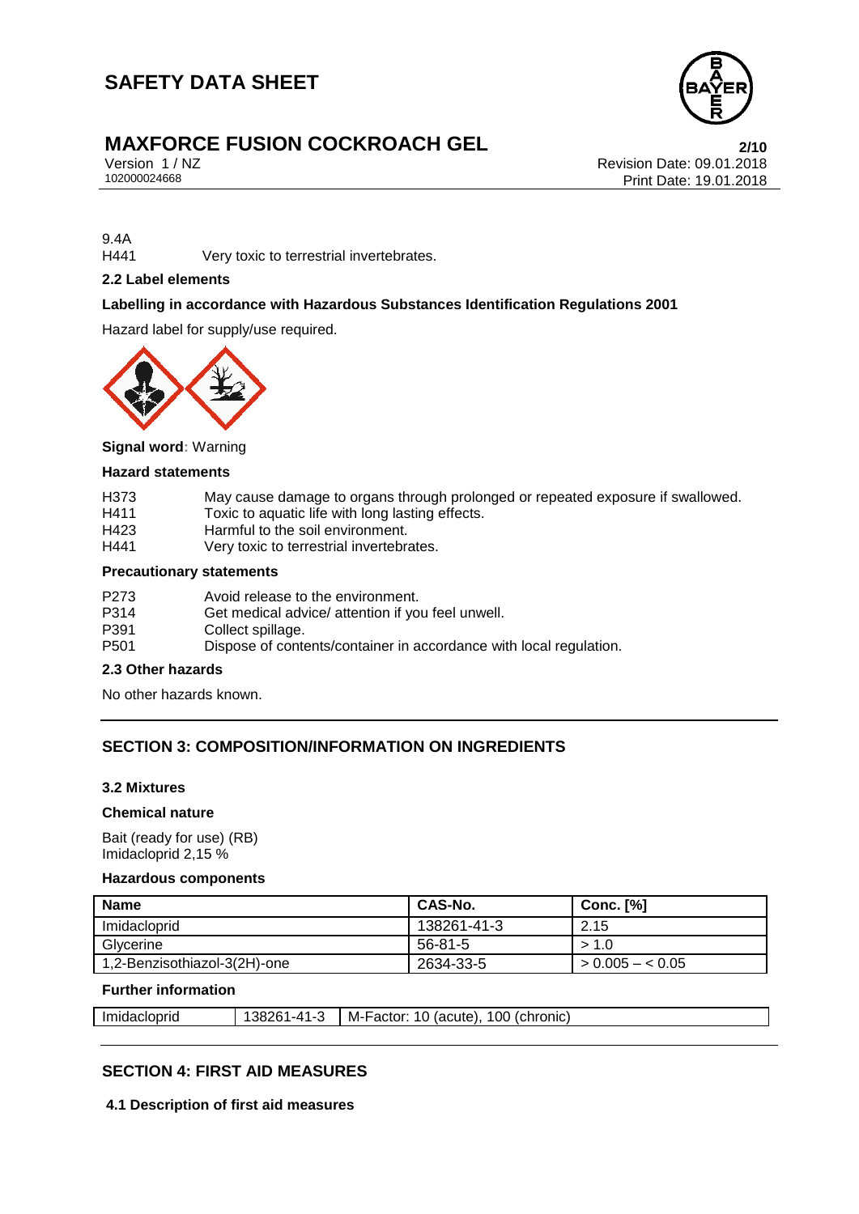9.4A

| | |
|---|---|
| H441 | Very toxic to terrestrial invertebrates. |

### 2.2 Label elements

**Labelling in accordance with Hazardous Substances Identification Regulations 2001**

Hazard label for supply/use required.

**Signal word:** Warning

**Hazard statements**

| | |
|---|---|
| H373 | May cause damage to organs through prolonged or repeated exposure if swallowed. |
| H411 | Toxic to aquatic life with long lasting effects. |
| H423 | Harmful to the soil environment. |
| H441 | Very toxic to terrestrial invertebrates. |

**Precautionary statements**

| | |
|---|---|
| P273 | Avoid release to the environment. |
| P314 | Get medical advice/ attention if you feel unwell. |
| P391 | Collect spillage. |
| P501 | Dispose of contents/container in accordance with local regulation. |

### 2.3 Other hazards

No other hazards known.

## SECTION 3: COMPOSITION/INFORMATION ON INGREDIENTS

### 3.2 Mixtures

**Chemical nature**

Bait (ready for use) (RB)
Imidacloprid 2,15 %

**Hazardous components**

| Name | CAS-No. | Conc. [%] |
|---|---|---|
| Imidacloprid | 138261-41-3 | 2.15 |
| Glycerine | 56-81-5 | > 1.0 |
| 1,2-Benzisothiazol-3(2H)-one | 2634-33-5 | > 0.005 – < 0.05 |

**Further information**

| | | |
|---|---|---|
| Imidacloprid | 138261-41-3 | M-Factor: 10 (acute), 100 (chronic) |

## SECTION 4: FIRST AID MEASURES

### 4.1 Description of first aid measures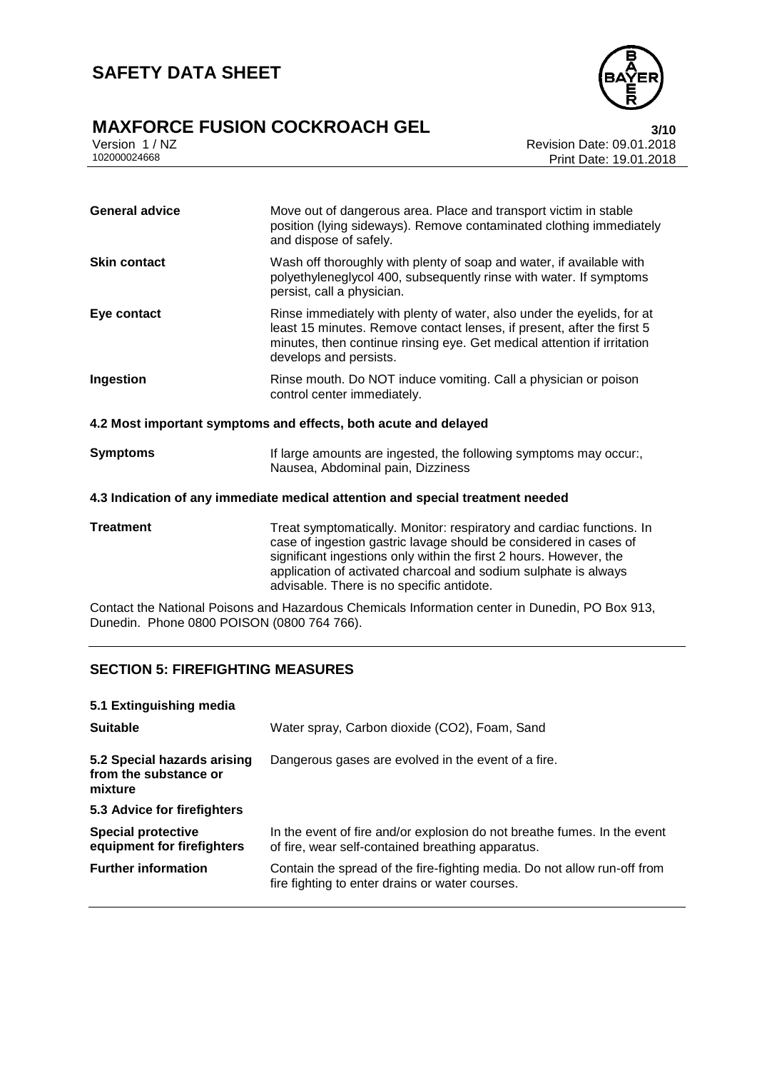| | |
|---|---|
| **General advice** | Move out of dangerous area. Place and transport victim in stable position (lying sideways). Remove contaminated clothing immediately and dispose of safely. |
| **Skin contact** | Wash off thoroughly with plenty of soap and water, if available with polyethyleneglycol 400, subsequently rinse with water. If symptoms persist, call a physician. |
| **Eye contact** | Rinse immediately with plenty of water, also under the eyelids, for at least 15 minutes. Remove contact lenses, if present, after the first 5 minutes, then continue rinsing eye. Get medical attention if irritation develops and persists. |
| **Ingestion** | Rinse mouth. Do NOT induce vomiting. Call a physician or poison control center immediately. |

### 4.2 Most important symptoms and effects, both acute and delayed

| | |
|---|---|
| **Symptoms** | If large amounts are ingested, the following symptoms may occur:, Nausea, Abdominal pain, Dizziness |

### 4.3 Indication of any immediate medical attention and special treatment needed

| | |
|---|---|
| **Treatment** | Treat symptomatically. Monitor: respiratory and cardiac functions. In case of ingestion gastric lavage should be considered in cases of significant ingestions only within the first 2 hours. However, the application of activated charcoal and sodium sulphate is always advisable. There is no specific antidote. |

Contact the National Poisons and Hazardous Chemicals Information center in Dunedin, PO Box 913, Dunedin. Phone 0800 POISON (0800 764 766).

## SECTION 5: FIREFIGHTING MEASURES

| | |
|---|---|
| **5.1 Extinguishing media** | |
| **Suitable** | Water spray, Carbon dioxide ($CO_2$), Foam, Sand |
| **5.2 Special hazards arising from the substance or mixture** | Dangerous gases are evolved in the event of a fire. |
| **5.3 Advice for firefighters** | |
| **Special protective equipment for firefighters** | In the event of fire and/or explosion do not breathe fumes. In the event of fire, wear self-contained breathing apparatus. |
| **Further information** | Contain the spread of the fire-fighting media. Do not allow run-off from fire fighting to enter drains or water courses. |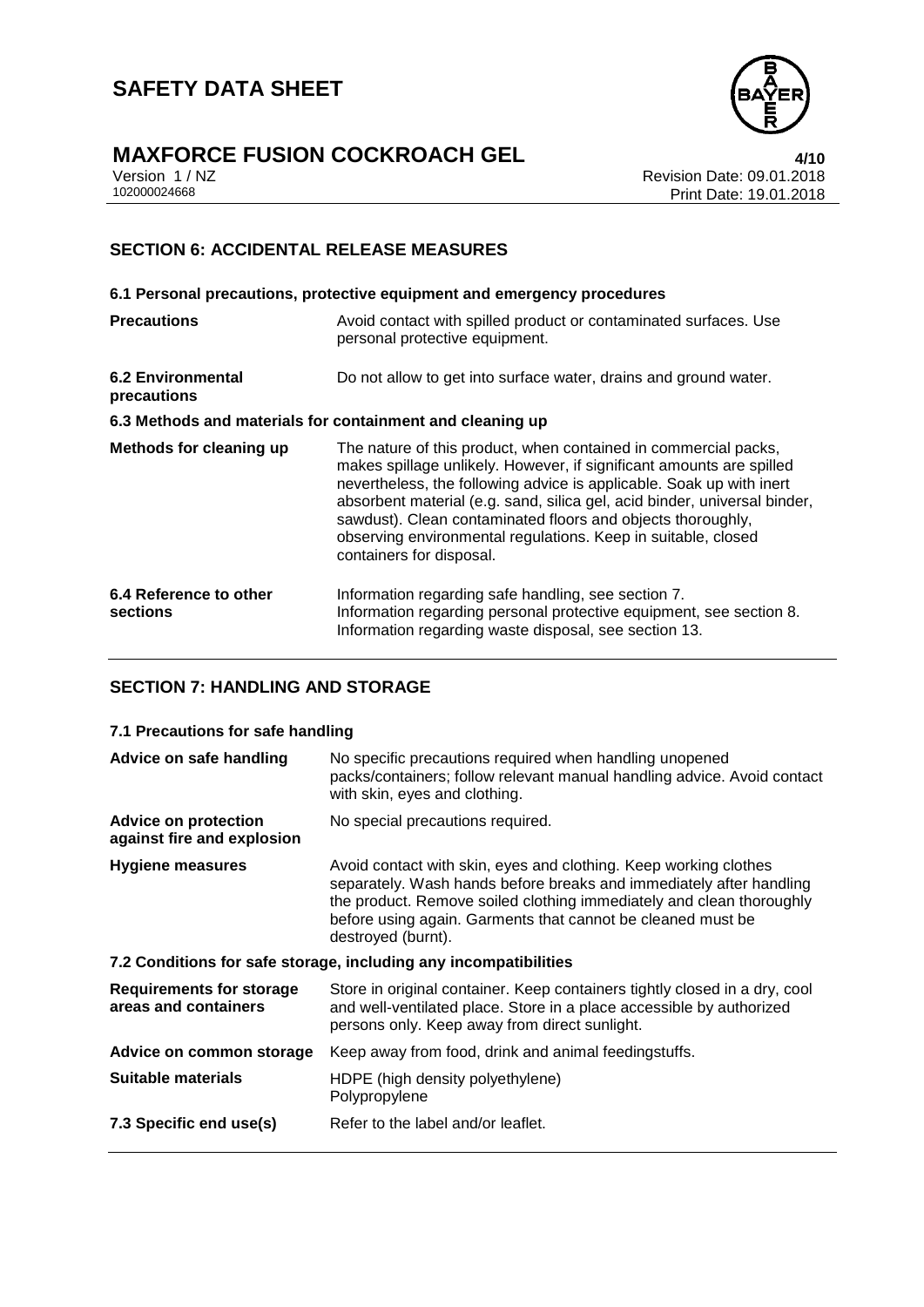## SECTION 6: ACCIDENTAL RELEASE MEASURES

### 6.1 Personal precautions, protective equipment and emergency procedures

| | |
|---|---|
| **Precautions** | Avoid contact with spilled product or contaminated surfaces. Use personal protective equipment. |
| **6.2 Environmental precautions** | Do not allow to get into surface water, drains and ground water. |

### 6.3 Methods and materials for containment and cleaning up

| | |
|---|---|
| **Methods for cleaning up** | The nature of this product, when contained in commercial packs, makes spillage unlikely. However, if significant amounts are spilled nevertheless, the following advice is applicable. Soak up with inert absorbent material (e.g. sand, silica gel, acid binder, universal binder, sawdust). Clean contaminated floors and objects thoroughly, observing environmental regulations. Keep in suitable, closed containers for disposal. |
| **6.4 Reference to other sections** | Information regarding safe handling, see section 7. Information regarding personal protective equipment, see section 8. Information regarding waste disposal, see section 13. |

## SECTION 7: HANDLING AND STORAGE

### 7.1 Precautions for safe handling

| | |
|---|---|
| **Advice on safe handling** | No specific precautions required when handling unopened packs/containers; follow relevant manual handling advice. Avoid contact with skin, eyes and clothing. |
| **Advice on protection against fire and explosion** | No special precautions required. |
| **Hygiene measures** | Avoid contact with skin, eyes and clothing. Keep working clothes separately. Wash hands before breaks and immediately after handling the product. Remove soiled clothing immediately and clean thoroughly before using again. Garments that cannot be cleaned must be destroyed (burnt). |

### 7.2 Conditions for safe storage, including any incompatibilities

| | |
|---|---|
| **Requirements for storage areas and containers** | Store in original container. Keep containers tightly closed in a dry, cool and well-ventilated place. Store in a place accessible by authorized persons only. Keep away from direct sunlight. |
| **Advice on common storage** | Keep away from food, drink and animal feedingstuffs. |
| **Suitable materials** | HDPE (high density polyethylene)<br>Polypropylene |
| **7.3 Specific end use(s)** | Refer to the label and/or leaflet. |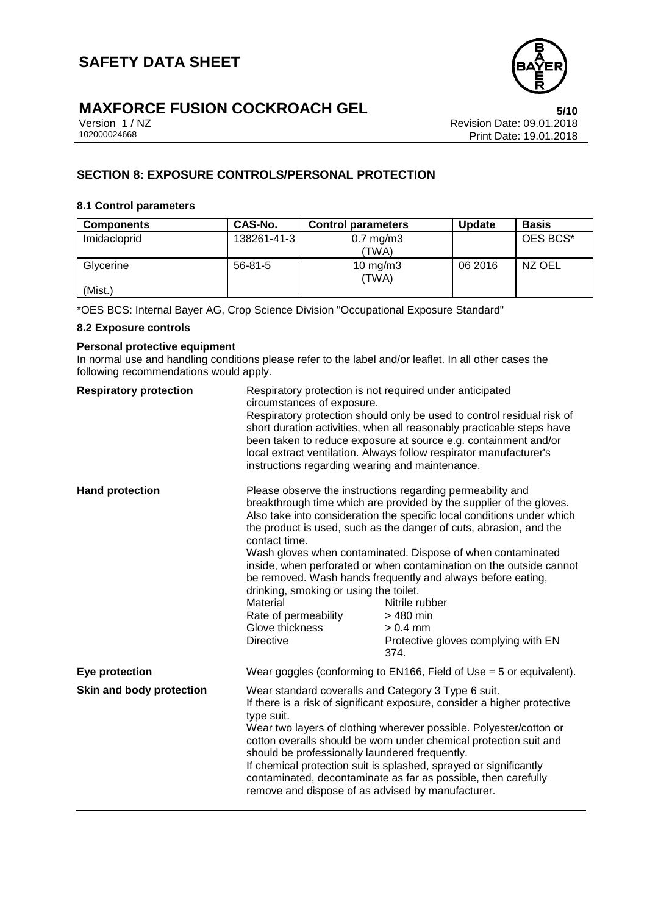## SECTION 8: EXPOSURE CONTROLS/PERSONAL PROTECTION

### 8.1 Control parameters

| Components | CAS-No. | Control parameters | Update | Basis |
|---|---|---|---|---|
| Imidacloprid | 138261-41-3 | 0.7 mg/m3 (TWA) | | OES BCS* |
| Glycerine (Mist.) | 56-81-5 | 10 mg/m3 (TWA) | 06 2016 | NZ OEL |

*OES BCS: Internal Bayer AG, Crop Science Division "Occupational Exposure Standard"

### 8.2 Exposure controls

**Personal protective equipment**

In normal use and handling conditions please refer to the label and/or leaflet. In all other cases the following recommendations would apply.

**Respiratory protection**

Respiratory protection is not required under anticipated circumstances of exposure.
Respiratory protection should only be used to control residual risk of short duration activities, when all reasonably practicable steps have been taken to reduce exposure at source e.g. containment and/or local extract ventilation. Always follow respirator manufacturer's instructions regarding wearing and maintenance.

**Hand protection**

Please observe the instructions regarding permeability and breakthrough time which are provided by the supplier of the gloves. Also take into consideration the specific local conditions under which the product is used, such as the danger of cuts, abrasion, and the contact time.
Wash gloves when contaminated. Dispose of when contaminated inside, when perforated or when contamination on the outside cannot be removed. Wash hands frequently and always before eating, drinking, smoking or using the toilet.

| | |
|---|---|
| Material | Nitrile rubber |
| Rate of permeability | > 480 min |
| Glove thickness | > 0.4 mm |
| Directive | Protective gloves complying with EN 374. |

**Eye protection**

Wear goggles (conforming to EN166, Field of Use = 5 or equivalent).

**Skin and body protection**

Wear standard coveralls and Category 3 Type 6 suit.
If there is a risk of significant exposure, consider a higher protective type suit.
Wear two layers of clothing wherever possible. Polyester/cotton or cotton overalls should be worn under chemical protection suit and should be professionally laundered frequently.
If chemical protection suit is splashed, sprayed or significantly contaminated, decontaminate as far as possible, then carefully remove and dispose of as advised by manufacturer.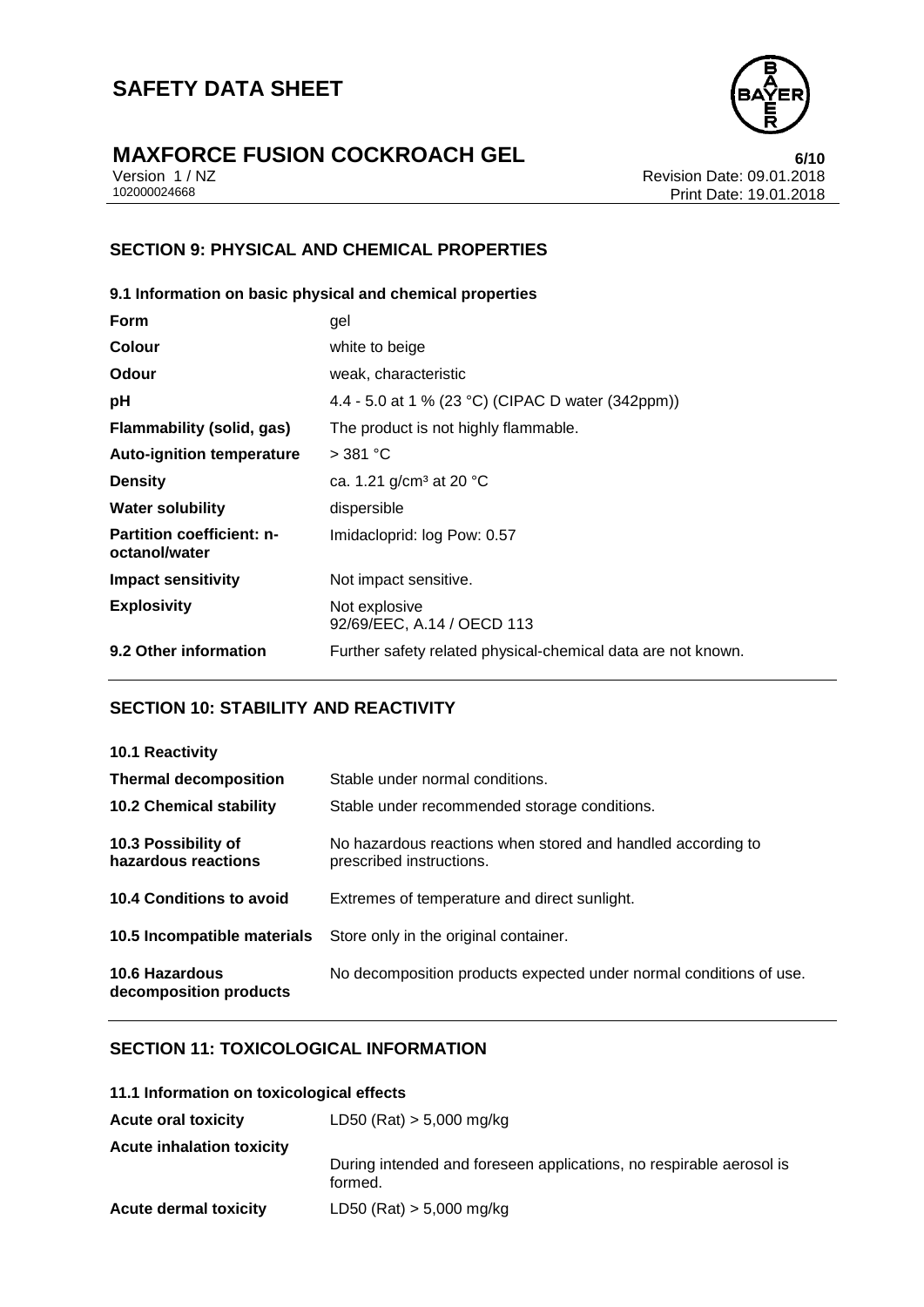## SECTION 9: PHYSICAL AND CHEMICAL PROPERTIES

### 9.1 Information on basic physical and chemical properties

| | |
|---|---|
| **Form** | gel |
| **Colour** | white to beige |
| **Odour** | weak, characteristic |
| **pH** | 4.4 - 5.0 at 1 % (23 °C) (CIPAC D water (342ppm)) |
| **Flammability (solid, gas)** | The product is not highly flammable. |
| **Auto-ignition temperature** | > 381 °C |
| **Density** | ca. 1.21 g/cm³ at 20 °C |
| **Water solubility** | dispersible |
| **Partition coefficient: n-octanol/water** | Imidacloprid: log Pow: 0.57 |
| **Impact sensitivity** | Not impact sensitive. |
| **Explosivity** | Not explosive 92/69/EEC, A.14 / OECD 113 |
| **9.2 Other information** | Further safety related physical-chemical data are not known. |

## SECTION 10: STABILITY AND REACTIVITY

| | |
|---|---|
| **10.1 Reactivity** | |
| **Thermal decomposition** | Stable under normal conditions. |
| **10.2 Chemical stability** | Stable under recommended storage conditions. |
| **10.3 Possibility of hazardous reactions** | No hazardous reactions when stored and handled according to prescribed instructions. |
| **10.4 Conditions to avoid** | Extremes of temperature and direct sunlight. |
| **10.5 Incompatible materials** | Store only in the original container. |
| **10.6 Hazardous decomposition products** | No decomposition products expected under normal conditions of use. |

## SECTION 11: TOXICOLOGICAL INFORMATION

### 11.1 Information on toxicological effects

| | |
|---|---|
| **Acute oral toxicity** | LD50 (Rat) > 5,000 mg/kg |
| **Acute inhalation toxicity** | During intended and foreseen applications, no respirable aerosol is formed. |
| **Acute dermal toxicity** | LD50 (Rat) > 5,000 mg/kg |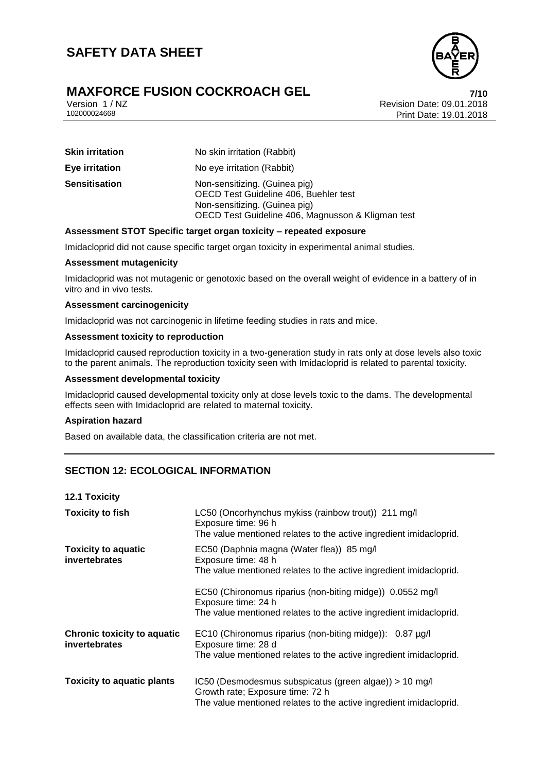| | |
|---|---|
| **Skin irritation** | No skin irritation (Rabbit) |
| **Eye irritation** | No eye irritation (Rabbit) |
| **Sensitisation** | Non-sensitizing. (Guinea pig)<br>OECD Test Guideline 406, Buehler test<br>Non-sensitizing. (Guinea pig)<br>OECD Test Guideline 406, Magnusson & Kligman test |

**Assessment STOT Specific target organ toxicity – repeated exposure**

Imidacloprid did not cause specific target organ toxicity in experimental animal studies.

**Assessment mutagenicity**

Imidacloprid was not mutagenic or genotoxic based on the overall weight of evidence in a battery of in vitro and in vivo tests.

**Assessment carcinogenicity**

Imidacloprid was not carcinogenic in lifetime feeding studies in rats and mice.

**Assessment toxicity to reproduction**

Imidacloprid caused reproduction toxicity in a two-generation study in rats only at dose levels also toxic to the parent animals. The reproduction toxicity seen with Imidacloprid is related to parental toxicity.

**Assessment developmental toxicity**

Imidacloprid caused developmental toxicity only at dose levels toxic to the dams. The developmental effects seen with Imidacloprid are related to maternal toxicity.

**Aspiration hazard**

Based on available data, the classification criteria are not met.

## SECTION 12: ECOLOGICAL INFORMATION

**12.1 Toxicity**

| | |
|---|---|
| **Toxicity to fish** | LC50 (Oncorhynchus mykiss (rainbow trout)) 211 mg/l<br>Exposure time: 96 h<br>The value mentioned relates to the active ingredient imidacloprid. |
| **Toxicity to aquatic invertebrates** | EC50 (Daphnia magna (Water flea)) 85 mg/l<br>Exposure time: 48 h<br>The value mentioned relates to the active ingredient imidacloprid.<br><br>EC50 (Chironomus riparius (non-biting midge)) 0.0552 mg/l<br>Exposure time: 24 h<br>The value mentioned relates to the active ingredient imidacloprid. |
| **Chronic toxicity to aquatic invertebrates** | EC10 (Chironomus riparius (non-biting midge)): 0.87 µg/l<br>Exposure time: 28 d<br>The value mentioned relates to the active ingredient imidacloprid. |
| **Toxicity to aquatic plants** | IC50 (Desmodesmus subspicatus (green algae)) > 10 mg/l<br>Growth rate; Exposure time: 72 h<br>The value mentioned relates to the active ingredient imidacloprid. |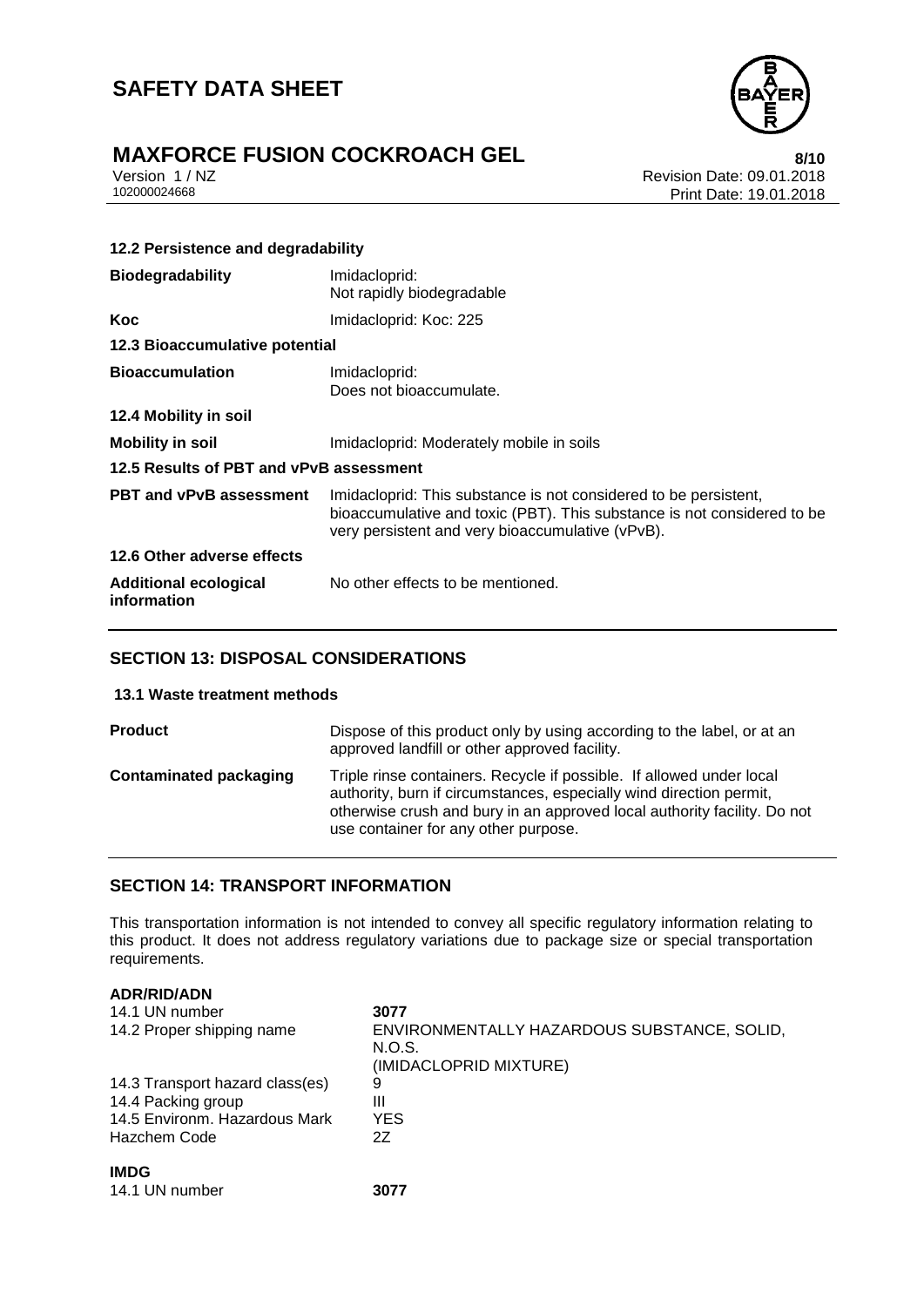**12.2 Persistence and degradability**

| | |
|---|---|
| **Biodegradability** | Imidacloprid: Not rapidly biodegradable |
| **Koc** | Imidacloprid: Koc: 225 |

**12.3 Bioaccumulative potential**

| | |
|---|---|
| **Bioaccumulation** | Imidacloprid: Does not bioaccumulate. |

**12.4 Mobility in soil**

| | |
|---|---|
| **Mobility in soil** | Imidacloprid: Moderately mobile in soils |

**12.5 Results of PBT and vPvB assessment**

| | |
|---|---|
| **PBT and vPvB assessment** | Imidacloprid: This substance is not considered to be persistent, bioaccumulative and toxic (PBT). This substance is not considered to be very persistent and very bioaccumulative (vPvB). |

**12.6 Other adverse effects**

| | |
|---|---|
| **Additional ecological information** | No other effects to be mentioned. |

## SECTION 13: DISPOSAL CONSIDERATIONS

**13.1 Waste treatment methods**

| | |
|---|---|
| **Product** | Dispose of this product only by using according to the label, or at an approved landfill or other approved facility. |
| **Contaminated packaging** | Triple rinse containers. Recycle if possible. If allowed under local authority, burn if circumstances, especially wind direction permit, otherwise crush and bury in an approved local authority facility. Do not use container for any other purpose. |

## SECTION 14: TRANSPORT INFORMATION

This transportation information is not intended to convey all specific regulatory information relating to this product. It does not address regulatory variations due to package size or special transportation requirements.

**ADR/RID/ADN**

| | |
|---|---|
| 14.1 UN number | **3077** |
| 14.2 Proper shipping name | ENVIRONMENTALLY HAZARDOUS SUBSTANCE, SOLID, N.O.S. (IMIDACLOPRID MIXTURE) |
| 14.3 Transport hazard class(es) | 9 |
| 14.4 Packing group | III |
| 14.5 Environm. Hazardous Mark | YES |
| Hazchem Code | 2Z |

**IMDG**

| | |
|---|---|
| 14.1 UN number | **3077** |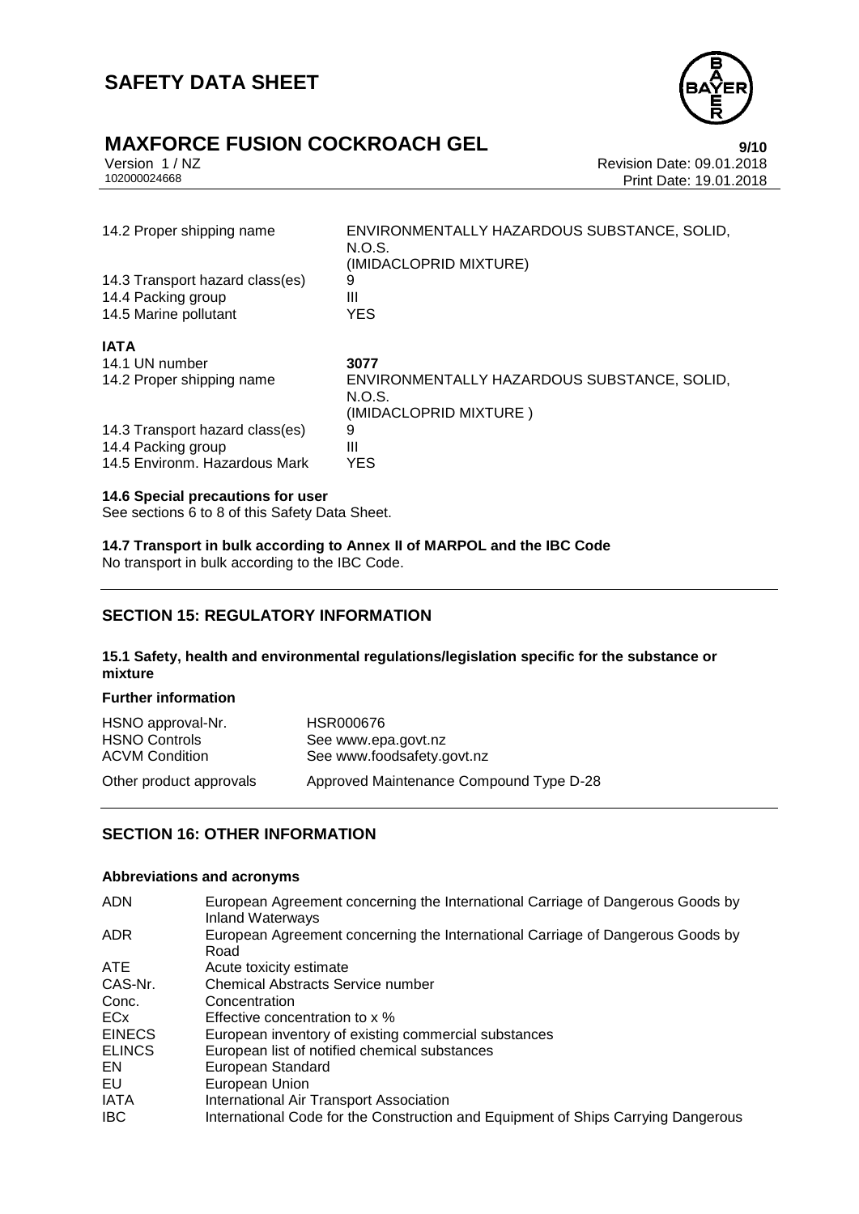| | |
|---|---|
| 14.2 Proper shipping name | ENVIRONMENTALLY HAZARDOUS SUBSTANCE, SOLID, N.O.S. (IMIDACLOPRID MIXTURE) |
| 14.3 Transport hazard class(es) | 9 |
| 14.4 Packing group | III |
| 14.5 Marine pollutant | YES |

**IATA**

| | |
|---|---|
| 14.1 UN number | **3077** |
| 14.2 Proper shipping name | ENVIRONMENTALLY HAZARDOUS SUBSTANCE, SOLID, N.O.S. (IMIDACLOPRID MIXTURE ) |
| 14.3 Transport hazard class(es) | 9 |
| 14.4 Packing group | III |
| 14.5 Environm. Hazardous Mark | YES |

**14.6 Special precautions for user**

See sections 6 to 8 of this Safety Data Sheet.

**14.7 Transport in bulk according to Annex II of MARPOL and the IBC Code**

No transport in bulk according to the IBC Code.

## SECTION 15: REGULATORY INFORMATION

**15.1 Safety, health and environmental regulations/legislation specific for the substance or mixture**

**Further information**

| | |
|---|---|
| HSNO approval-Nr. | HSR000676 |
| HSNO Controls | See www.epa.govt.nz |
| ACVM Condition | See www.foodsafety.govt.nz |
| Other product approvals | Approved Maintenance Compound Type D-28 |

## SECTION 16: OTHER INFORMATION

**Abbreviations and acronyms**

| | |
|---|---|
| ADN | European Agreement concerning the International Carriage of Dangerous Goods by Inland Waterways |
| ADR | European Agreement concerning the International Carriage of Dangerous Goods by Road |
| ATE | Acute toxicity estimate |
| CAS-Nr. | Chemical Abstracts Service number |
| Conc. | Concentration |
| ECx | Effective concentration to x % |
| EINECS | European inventory of existing commercial substances |
| ELINCS | European list of notified chemical substances |
| EN | European Standard |
| EU | European Union |
| IATA | International Air Transport Association |
| IBC | International Code for the Construction and Equipment of Ships Carrying Dangerous |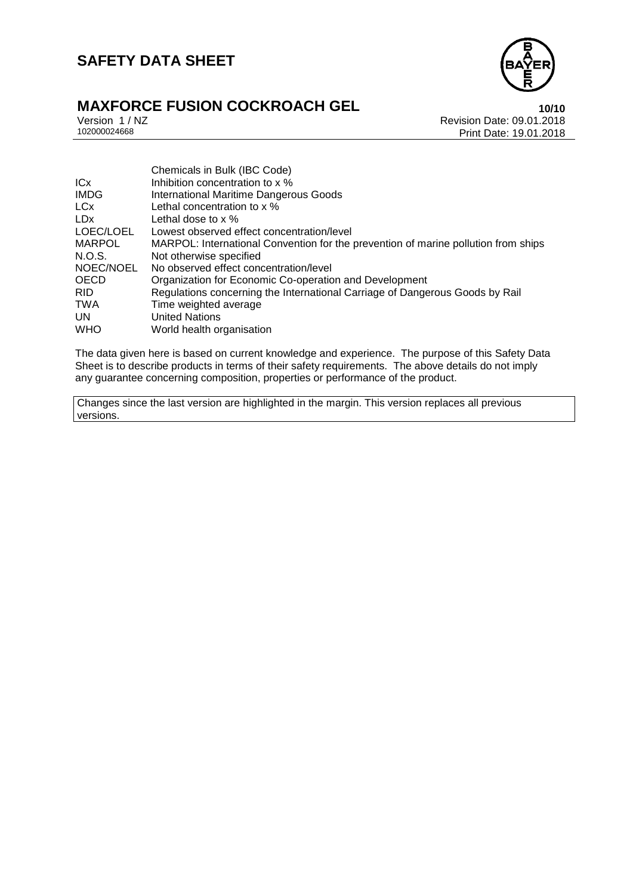| | |
|---|---|
| | Chemicals in Bulk (IBC Code) |
| ICx | Inhibition concentration to x % |
| IMDG | International Maritime Dangerous Goods |
| LCx | Lethal concentration to x % |
| LDx | Lethal dose to x % |
| LOEC/LOEL | Lowest observed effect concentration/level |
| MARPOL | MARPOL: International Convention for the prevention of marine pollution from ships |
| N.O.S. | Not otherwise specified |
| NOEC/NOEL | No observed effect concentration/level |
| OECD | Organization for Economic Co-operation and Development |
| RID | Regulations concerning the International Carriage of Dangerous Goods by Rail |
| TWA | Time weighted average |
| UN | United Nations |
| WHO | World health organisation |

The data given here is based on current knowledge and experience. The purpose of this Safety Data Sheet is to describe products in terms of their safety requirements. The above details do not imply any guarantee concerning composition, properties or performance of the product.

Changes since the last version are highlighted in the margin. This version replaces all previous versions.